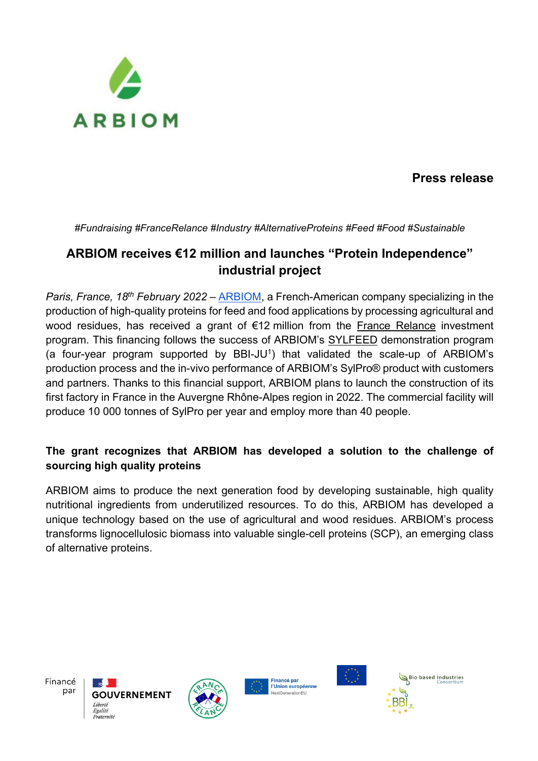ARBIOM

**Press release**

*#Fundraising #FranceRelance #Industry #AlternativeProteins #Feed #Food #Sustainable*

# ARBIOM receives €12 million and launches "Protein Independence" industrial project

*Paris, France, 18th February 2022* – ARBIOM, a French-American company specializing in the production of high-quality proteins for feed and food applications by processing agricultural and wood residues, has received a grant of €12 million from the France Relance investment program. This financing follows the success of ARBIOM's SYLFEED demonstration program (a four-year program supported by BBI-JU[1]) that validated the scale-up of ARBIOM's production process and the in-vivo performance of ARBIOM's SylPro® product with customers and partners. Thanks to this financial support, ARBIOM plans to launch the construction of its first factory in France in the Auvergne Rhône-Alpes region in 2022. The commercial facility will produce 10 000 tonnes of SylPro per year and employ more than 40 people.

## The grant recognizes that ARBIOM has developed a solution to the challenge of sourcing high quality proteins

ARBIOM aims to produce the next generation food by developing sustainable, high quality nutritional ingredients from underutilized resources. To do this, ARBIOM has developed a unique technology based on the use of agricultural and wood residues. ARBIOM's process transforms lignocellulosic biomass into valuable single-cell proteins (SCP), an emerging class of alternative proteins.

Financé par GOUVERNEMENT Liberté Égalité Fraternité

FRANCE RELANCE

Financé par l'Union européenne NextGenerationEU

Bio-based Industries Consortium

BBI JU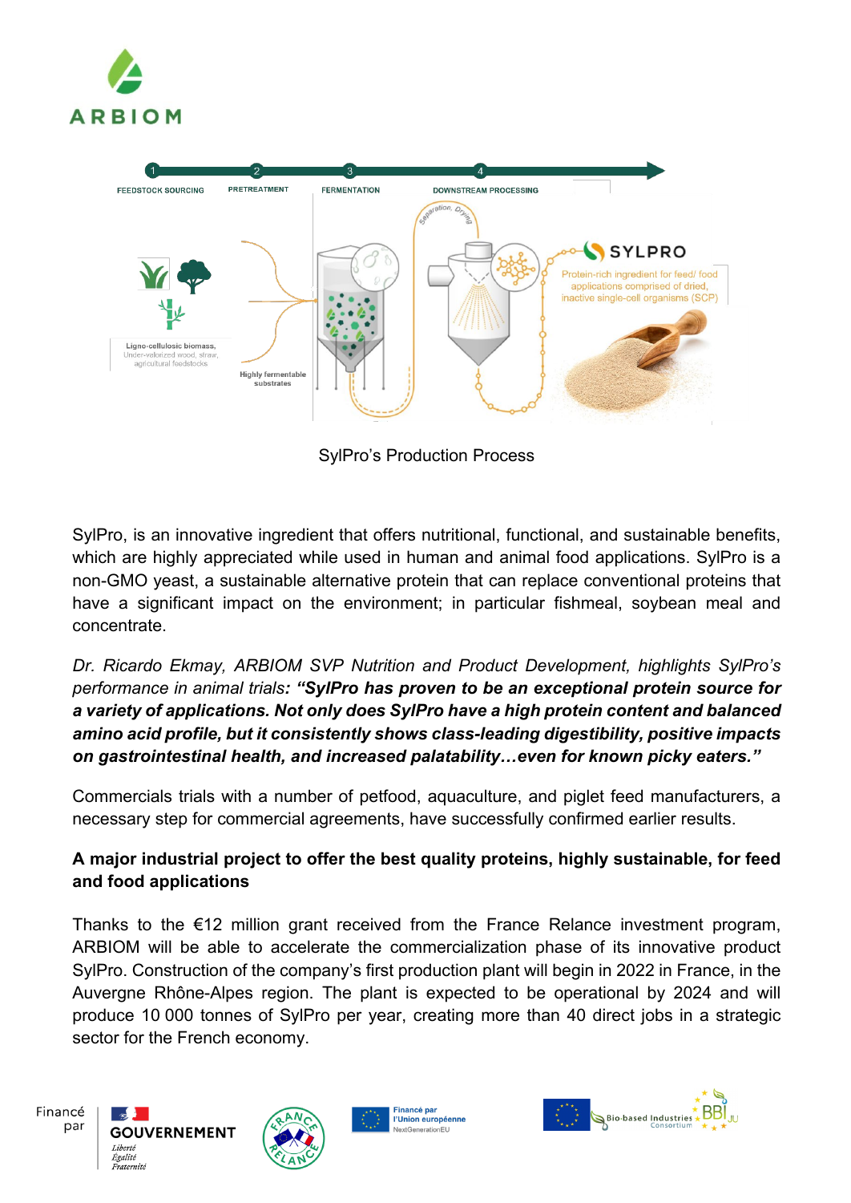ARBIOM

FEEDSTOCK SOURCING

PRETREATMENT

FERMENTATION

DOWNSTREAM PROCESSING

Ligno-cellulosic biomass, Under-valorized wood, straw, agricultural feedstocks

Highly fermentable substrates

Separation, Drying

SYLPRO

Protein-rich ingredient for feed/ food applications comprised of dried, inactive single-cell organisms (SCP)

SylPro's Production Process

SylPro, is an innovative ingredient that offers nutritional, functional, and sustainable benefits, which are highly appreciated while used in human and animal food applications. SylPro is a non-GMO yeast, a sustainable alternative protein that can replace conventional proteins that have a significant impact on the environment; in particular fishmeal, soybean meal and concentrate.

*Dr. Ricardo Ekmay, ARBIOM SVP Nutrition and Product Development, highlights SylPro's performance in animal trials****: "SylPro has proven to be an exceptional protein source for a variety of applications. Not only does SylPro have a high protein content and balanced amino acid profile, but it consistently shows class-leading digestibility, positive impacts on gastrointestinal health, and increased palatability…even for known picky eaters."***

Commercials trials with a number of petfood, aquaculture, and piglet feed manufacturers, a necessary step for commercial agreements, have successfully confirmed earlier results.

**A major industrial project to offer the best quality proteins, highly sustainable, for feed and food applications**

Thanks to the €12 million grant received from the France Relance investment program, ARBIOM will be able to accelerate the commercialization phase of its innovative product SylPro. Construction of the company's first production plant will begin in 2022 in France, in the Auvergne Rhône-Alpes region. The plant is expected to be operational by 2024 and will produce 10 000 tonnes of SylPro per year, creating more than 40 direct jobs in a strategic sector for the French economy.

Financé par

GOUVERNEMENT

Liberté
Égalité
Fraternité

FRANCE RELANCE

Financé par l'Union européenne
NextGenerationEU

Bio-based Industries Consortium

BBI JU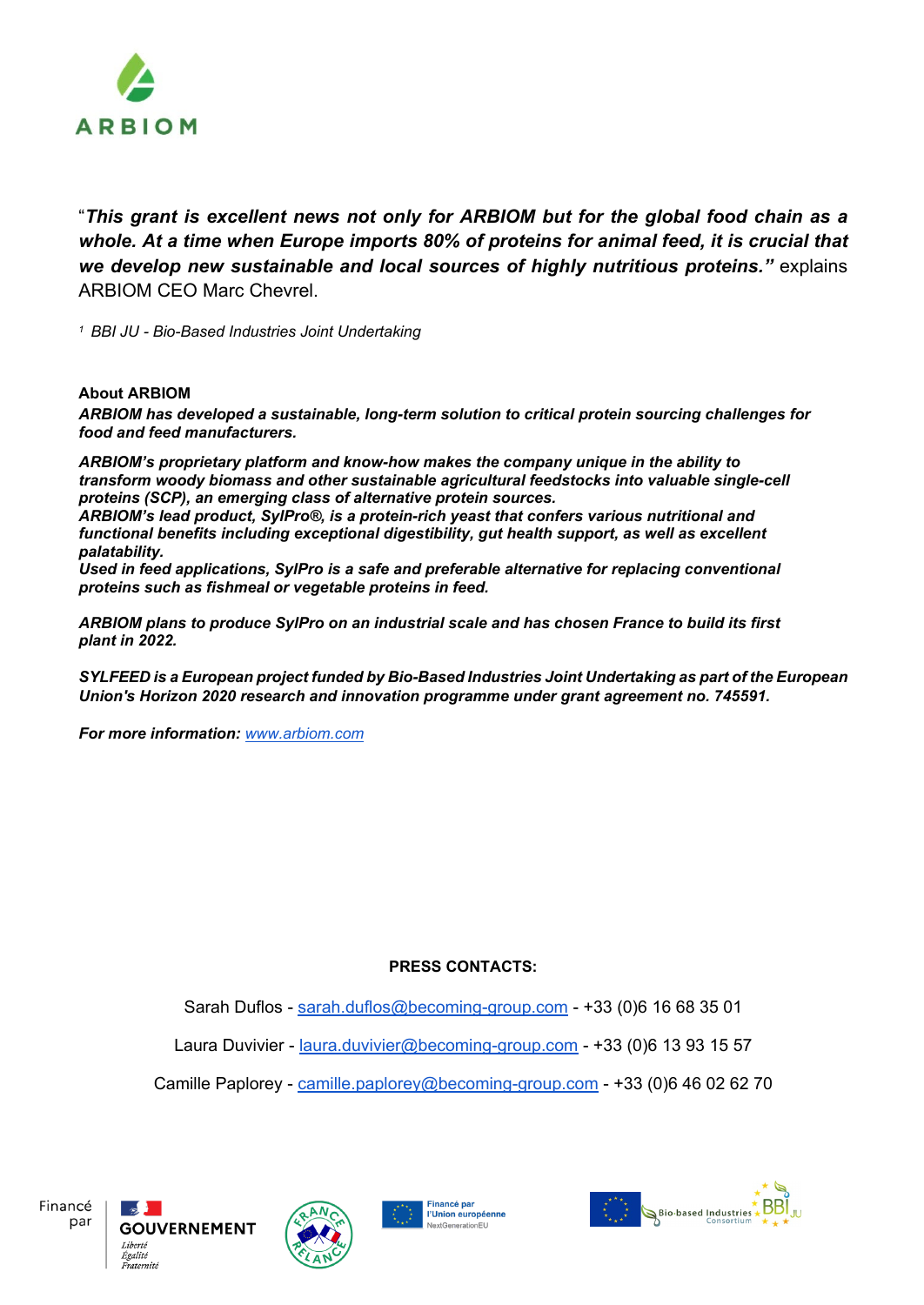"***This grant is excellent news not only for ARBIOM but for the global food chain as a whole. At a time when Europe imports 80% of proteins for animal feed, it is crucial that we develop new sustainable and local sources of highly nutritious proteins."*** explains ARBIOM CEO Marc Chevrel.

*[1] BBI JU - Bio-Based Industries Joint Undertaking*

**About ARBIOM**

***ARBIOM has developed a sustainable, long-term solution to critical protein sourcing challenges for food and feed manufacturers.***

***ARBIOM's proprietary platform and know-how makes the company unique in the ability to transform woody biomass and other sustainable agricultural feedstocks into valuable single-cell proteins (SCP), an emerging class of alternative protein sources.***
***ARBIOM's lead product, SylPro®, is a protein-rich yeast that confers various nutritional and functional benefits including exceptional digestibility, gut health support, as well as excellent palatability.***
***Used in feed applications, SylPro is a safe and preferable alternative for replacing conventional proteins such as fishmeal or vegetable proteins in feed.***

***ARBIOM plans to produce SylPro on an industrial scale and has chosen France to build its first plant in 2022.***

***SYLFEED is a European project funded by Bio-Based Industries Joint Undertaking as part of the European Union's Horizon 2020 research and innovation programme under grant agreement no. 745591.***

***For more information:*** *www.arbiom.com*

**PRESS CONTACTS:**

Sarah Duflos - sarah.duflos@becoming-group.com - +33 (0)6 16 68 35 01

Laura Duvivier - laura.duvivier@becoming-group.com - +33 (0)6 13 93 15 57

Camille Paplorey - camille.paplorey@becoming-group.com - +33 (0)6 46 02 62 70

Financé par GOUVERNEMENT Liberté Égalité Fraternité

FRANCE RELANCE

Financé par l'Union européenne NextGenerationEU

Bio-based Industries Consortium BBI JU